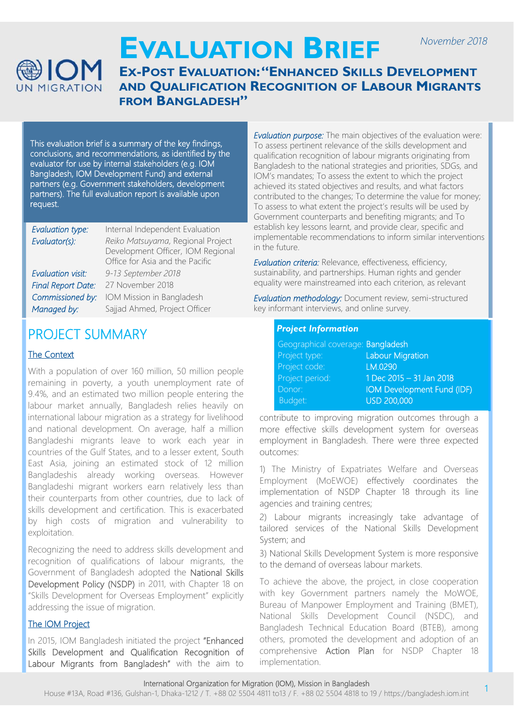# EVALUATION BRIEF

November 2018

## EX-POST EVALUATION: "ENHANCED SKILLS DEVELOPMENT AND QUALIFICATION RECOGNITION OF LABOUR MIGRANTS FROM BANGLADESH"

This evaluation brief is a summary of the key findings, conclusions, and recommendations, as identified by the evaluator for use by internal stakeholders (e.g. IOM Bangladesh, IOM Development Fund) and external partners (e.g. Government stakeholders, development partners). The full evaluation report is available upon request.

| | |
|---|---|
| *Evaluation type:* | Internal Independent Evaluation |
| *Evaluator(s):* | *Reiko Matsuyama*, Regional Project Development Officer, IOM Regional Office for Asia and the Pacific |
| *Evaluation visit:* | *9-13 September 2018* |
| *Final Report Date:* | 27 November 2018 |
| *Commissioned by:* | IOM Mission in Bangladesh |
| *Managed by:* | Sajjad Ahmed, Project Officer |

*Evaluation purpose:* The main objectives of the evaluation were: To assess pertinent relevance of the skills development and qualification recognition of labour migrants originating from Bangladesh to the national strategies and priorities, SDGs, and IOM's mandates; To assess the extent to which the project achieved its stated objectives and results, and what factors contributed to the changes; To determine the value for money; To assess to what extent the project's results will be used by Government counterparts and benefiting migrants; and To establish key lessons learnt, and provide clear, specific and implementable recommendations to inform similar interventions in the future.

*Evaluation criteria:* Relevance, effectiveness, efficiency, sustainability, and partnerships. Human rights and gender equality were mainstreamed into each criterion, as relevant

*Evaluation methodology:* Document review, semi-structured key informant interviews, and online survey.

## PROJECT SUMMARY

### The Context

With a population of over 160 million, 50 million people remaining in poverty, a youth unemployment rate of 9.4%, and an estimated two million people entering the labour market annually, Bangladesh relies heavily on international labour migration as a strategy for livelihood and national development. On average, half a million Bangladeshi migrants leave to work each year in countries of the Gulf States, and to a lesser extent, South East Asia, joining an estimated stock of 12 million Bangladeshis already working overseas. However Bangladeshi migrant workers earn relatively less than their counterparts from other countries, due to lack of skills development and certification. This is exacerbated by high costs of migration and vulnerability to exploitation.

Recognizing the need to address skills development and recognition of qualifications of labour migrants, the Government of Bangladesh adopted the National Skills Development Policy (NSDP) in 2011, with Chapter 18 on "Skills Development for Overseas Employment" explicitly addressing the issue of migration.

### The IOM Project

In 2015, IOM Bangladesh initiated the project "Enhanced Skills Development and Qualification Recognition of Labour Migrants from Bangladesh" with the aim to contribute to improving migration outcomes through a more effective skills development system for overseas employment in Bangladesh. There were three expected outcomes:

1) The Ministry of Expatriates Welfare and Overseas Employment (MoEWOE) effectively coordinates the implementation of NSDP Chapter 18 through its line agencies and training centres;

2) Labour migrants increasingly take advantage of tailored services of the National Skills Development System; and

3) National Skills Development System is more responsive to the demand of overseas labour markets.

To achieve the above, the project, in close cooperation with key Government partners namely the MoWOE, Bureau of Manpower Employment and Training (BMET), National Skills Development Council (NSDC), and Bangladesh Technical Education Board (BTEB), among others, promoted the development and adoption of an comprehensive Action Plan for NSDP Chapter 18 implementation.

**Project Information**

| | |
|---|---|
| Geographical coverage: | Bangladesh |
| Project type: | Labour Migration |
| Project code: | LM.0290 |
| Project period: | 1 Dec 2015 – 31 Jan 2018 |
| Donor: | IOM Development Fund (IDF) |
| Budget: | USD 200,000 |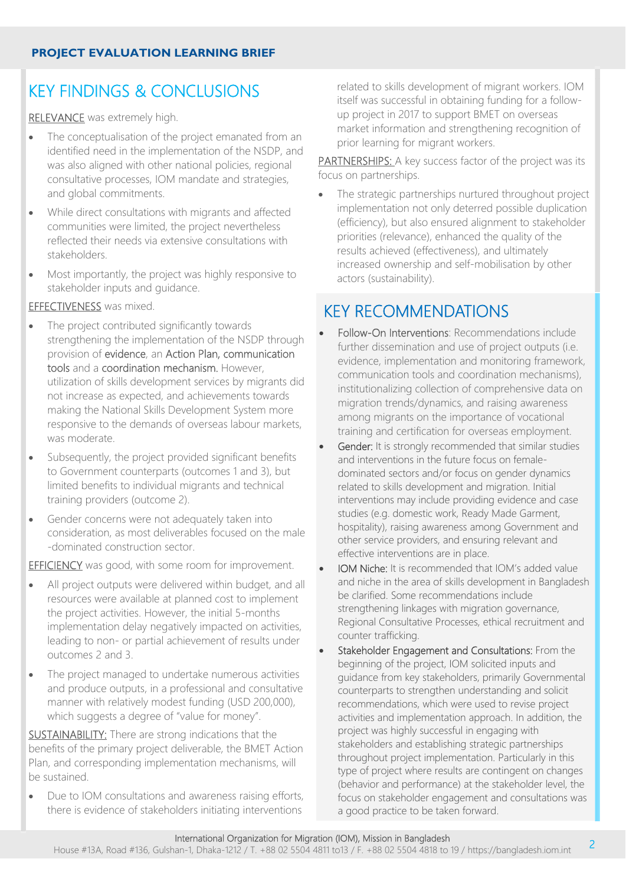## KEY FINDINGS & CONCLUSIONS

RELEVANCE was extremely high.

- The conceptualisation of the project emanated from an identified need in the implementation of the NSDP, and was also aligned with other national policies, regional consultative processes, IOM mandate and strategies, and global commitments.
- While direct consultations with migrants and affected communities were limited, the project nevertheless reflected their needs via extensive consultations with stakeholders.
- Most importantly, the project was highly responsive to stakeholder inputs and guidance.

EFFECTIVENESS was mixed.

- The project contributed significantly towards strengthening the implementation of the NSDP through provision of evidence, an Action Plan, communication tools and a coordination mechanism. However, utilization of skills development services by migrants did not increase as expected, and achievements towards making the National Skills Development System more responsive to the demands of overseas labour markets, was moderate.
- Subsequently, the project provided significant benefits to Government counterparts (outcomes 1 and 3), but limited benefits to individual migrants and technical training providers (outcome 2).
- Gender concerns were not adequately taken into consideration, as most deliverables focused on the male -dominated construction sector.

EFFICIENCY was good, with some room for improvement.

- All project outputs were delivered within budget, and all resources were available at planned cost to implement the project activities. However, the initial 5-months implementation delay negatively impacted on activities, leading to non- or partial achievement of results under outcomes 2 and 3.
- The project managed to undertake numerous activities and produce outputs, in a professional and consultative manner with relatively modest funding (USD 200,000), which suggests a degree of "value for money".

SUSTAINABILITY: There are strong indications that the benefits of the primary project deliverable, the BMET Action Plan, and corresponding implementation mechanisms, will be sustained.

- Due to IOM consultations and awareness raising efforts, there is evidence of stakeholders initiating interventions related to skills development of migrant workers. IOM itself was successful in obtaining funding for a follow-up project in 2017 to support BMET on overseas market information and strengthening recognition of prior learning for migrant workers.

PARTNERSHIPS: A key success factor of the project was its focus on partnerships.

- The strategic partnerships nurtured throughout project implementation not only deterred possible duplication (efficiency), but also ensured alignment to stakeholder priorities (relevance), enhanced the quality of the results achieved (effectiveness), and ultimately increased ownership and self-mobilisation by other actors (sustainability).

## KEY RECOMMENDATIONS

- Follow-On Interventions: Recommendations include further dissemination and use of project outputs (i.e. evidence, implementation and monitoring framework, communication tools and coordination mechanisms), institutionalizing collection of comprehensive data on migration trends/dynamics, and raising awareness among migrants on the importance of vocational training and certification for overseas employment.
- Gender: It is strongly recommended that similar studies and interventions in the future focus on female-dominated sectors and/or focus on gender dynamics related to skills development and migration. Initial interventions may include providing evidence and case studies (e.g. domestic work, Ready Made Garment, hospitality), raising awareness among Government and other service providers, and ensuring relevant and effective interventions are in place.
- IOM Niche: It is recommended that IOM's added value and niche in the area of skills development in Bangladesh be clarified. Some recommendations include strengthening linkages with migration governance, Regional Consultative Processes, ethical recruitment and counter trafficking.
- Stakeholder Engagement and Consultations: From the beginning of the project, IOM solicited inputs and guidance from key stakeholders, primarily Governmental counterparts to strengthen understanding and solicit recommendations, which were used to revise project activities and implementation approach. In addition, the project was highly successful in engaging with stakeholders and establishing strategic partnerships throughout project implementation. Particularly in this type of project where results are contingent on changes (behavior and performance) at the stakeholder level, the focus on stakeholder engagement and consultations was a good practice to be taken forward.